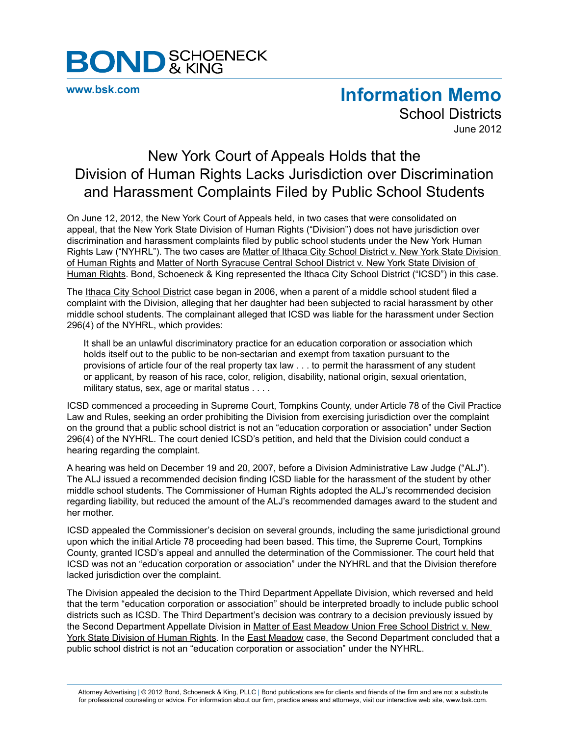# BOND SCHOENECK & KING

www.bsk.com

## Information Memo

School Districts

June 2012

# New York Court of Appeals Holds that the Division of Human Rights Lacks Jurisdiction over Discrimination and Harassment Complaints Filed by Public School Students

On June 12, 2012, the New York Court of Appeals held, in two cases that were consolidated on appeal, that the New York State Division of Human Rights ("Division") does not have jurisdiction over discrimination and harassment complaints filed by public school students under the New York Human Rights Law ("NYHRL"). The two cases are Matter of Ithaca City School District v. New York State Division of Human Rights and Matter of North Syracuse Central School District v. New York State Division of Human Rights. Bond, Schoeneck & King represented the Ithaca City School District ("ICSD") in this case.

The Ithaca City School District case began in 2006, when a parent of a middle school student filed a complaint with the Division, alleging that her daughter had been subjected to racial harassment by other middle school students. The complainant alleged that ICSD was liable for the harassment under Section 296(4) of the NYHRL, which provides:

> It shall be an unlawful discriminatory practice for an education corporation or association which holds itself out to the public to be non-sectarian and exempt from taxation pursuant to the provisions of article four of the real property tax law . . . to permit the harassment of any student or applicant, by reason of his race, color, religion, disability, national origin, sexual orientation, military status, sex, age or marital status . . . .

ICSD commenced a proceeding in Supreme Court, Tompkins County, under Article 78 of the Civil Practice Law and Rules, seeking an order prohibiting the Division from exercising jurisdiction over the complaint on the ground that a public school district is not an "education corporation or association" under Section 296(4) of the NYHRL. The court denied ICSD's petition, and held that the Division could conduct a hearing regarding the complaint.

A hearing was held on December 19 and 20, 2007, before a Division Administrative Law Judge ("ALJ"). The ALJ issued a recommended decision finding ICSD liable for the harassment of the student by other middle school students. The Commissioner of Human Rights adopted the ALJ's recommended decision regarding liability, but reduced the amount of the ALJ's recommended damages award to the student and her mother.

ICSD appealed the Commissioner's decision on several grounds, including the same jurisdictional ground upon which the initial Article 78 proceeding had been based. This time, the Supreme Court, Tompkins County, granted ICSD's appeal and annulled the determination of the Commissioner. The court held that ICSD was not an "education corporation or association" under the NYHRL and that the Division therefore lacked jurisdiction over the complaint.

The Division appealed the decision to the Third Department Appellate Division, which reversed and held that the term "education corporation or association" should be interpreted broadly to include public school districts such as ICSD. The Third Department's decision was contrary to a decision previously issued by the Second Department Appellate Division in Matter of East Meadow Union Free School District v. New York State Division of Human Rights. In the East Meadow case, the Second Department concluded that a public school district is not an "education corporation or association" under the NYHRL.

Attorney Advertising | © 2012 Bond, Schoeneck & King, PLLC | Bond publications are for clients and friends of the firm and are not a substitute for professional counseling or advice. For information about our firm, practice areas and attorneys, visit our interactive web site, www.bsk.com.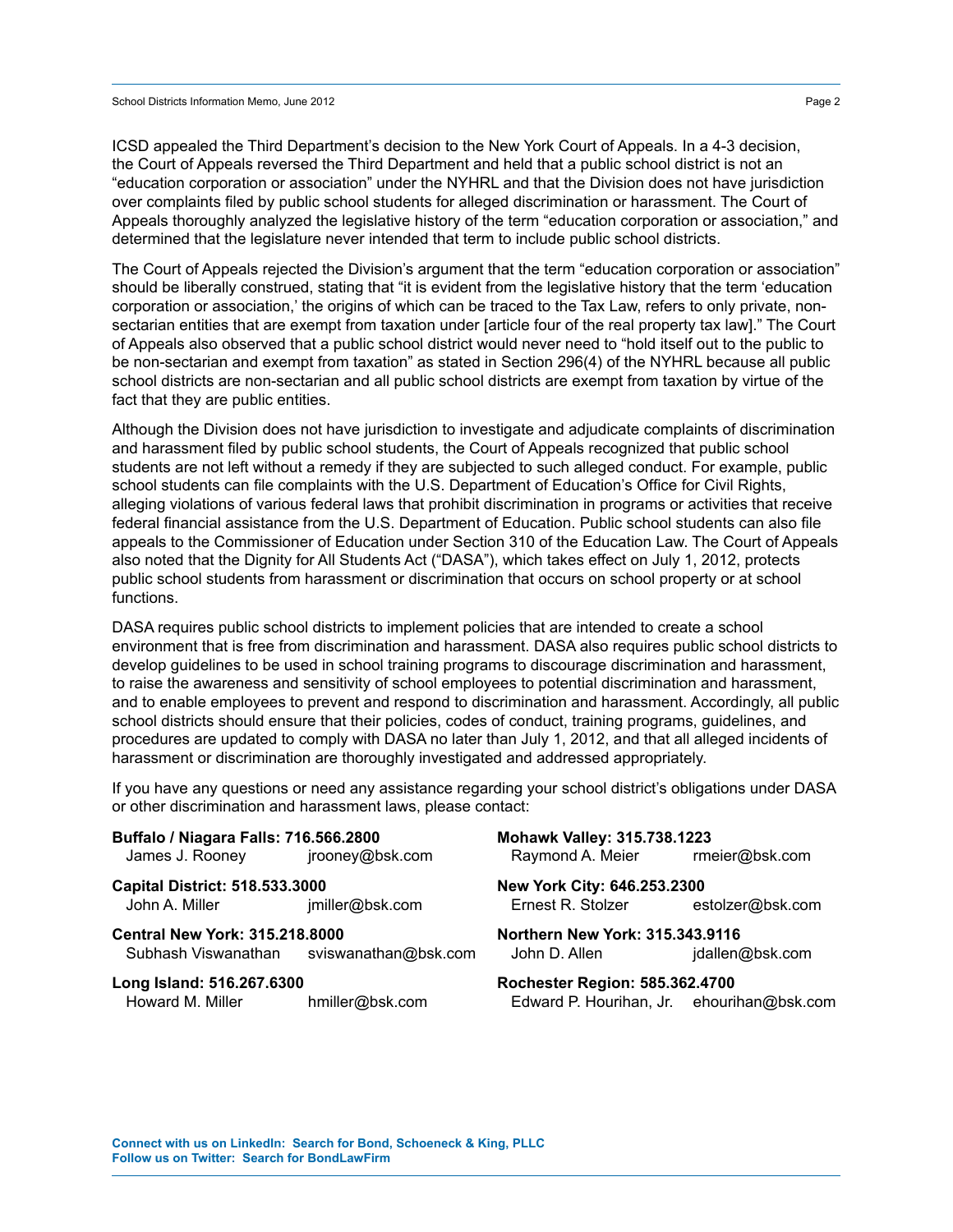ICSD appealed the Third Department's decision to the New York Court of Appeals. In a 4-3 decision, the Court of Appeals reversed the Third Department and held that a public school district is not an "education corporation or association" under the NYHRL and that the Division does not have jurisdiction over complaints filed by public school students for alleged discrimination or harassment. The Court of Appeals thoroughly analyzed the legislative history of the term "education corporation or association," and determined that the legislature never intended that term to include public school districts.

The Court of Appeals rejected the Division's argument that the term "education corporation or association" should be liberally construed, stating that "it is evident from the legislative history that the term 'education corporation or association,' the origins of which can be traced to the Tax Law, refers to only private, non-sectarian entities that are exempt from taxation under [article four of the real property tax law]." The Court of Appeals also observed that a public school district would never need to "hold itself out to the public to be non-sectarian and exempt from taxation" as stated in Section 296(4) of the NYHRL because all public school districts are non-sectarian and all public school districts are exempt from taxation by virtue of the fact that they are public entities.

Although the Division does not have jurisdiction to investigate and adjudicate complaints of discrimination and harassment filed by public school students, the Court of Appeals recognized that public school students are not left without a remedy if they are subjected to such alleged conduct. For example, public school students can file complaints with the U.S. Department of Education's Office for Civil Rights, alleging violations of various federal laws that prohibit discrimination in programs or activities that receive federal financial assistance from the U.S. Department of Education. Public school students can also file appeals to the Commissioner of Education under Section 310 of the Education Law. The Court of Appeals also noted that the Dignity for All Students Act ("DASA"), which takes effect on July 1, 2012, protects public school students from harassment or discrimination that occurs on school property or at school functions.

DASA requires public school districts to implement policies that are intended to create a school environment that is free from discrimination and harassment. DASA also requires public school districts to develop guidelines to be used in school training programs to discourage discrimination and harassment, to raise the awareness and sensitivity of school employees to potential discrimination and harassment, and to enable employees to prevent and respond to discrimination and harassment. Accordingly, all public school districts should ensure that their policies, codes of conduct, training programs, guidelines, and procedures are updated to comply with DASA no later than July 1, 2012, and that all alleged incidents of harassment or discrimination are thoroughly investigated and addressed appropriately.

If you have any questions or need any assistance regarding your school district's obligations under DASA or other discrimination and harassment laws, please contact:

**Buffalo / Niagara Falls: 716.566.2800**
James J. Rooney jrooney@bsk.com

**Capital District: 518.533.3000**
John A. Miller jmiller@bsk.com

**Central New York: 315.218.8000**
Subhash Viswanathan sviswanathan@bsk.com

**Long Island: 516.267.6300**
Howard M. Miller hmiller@bsk.com

**Mohawk Valley: 315.738.1223**
Raymond A. Meier rmeier@bsk.com

**New York City: 646.253.2300**
Ernest R. Stolzer estolzer@bsk.com

**Northern New York: 315.343.9116**
John D. Allen jdallen@bsk.com

**Rochester Region: 585.362.4700**
Edward P. Hourihan, Jr. ehourihan@bsk.com

**Connect with us on LinkedIn: Search for Bond, Schoeneck & King, PLLC**
**Follow us on Twitter: Search for BondLawFirm**